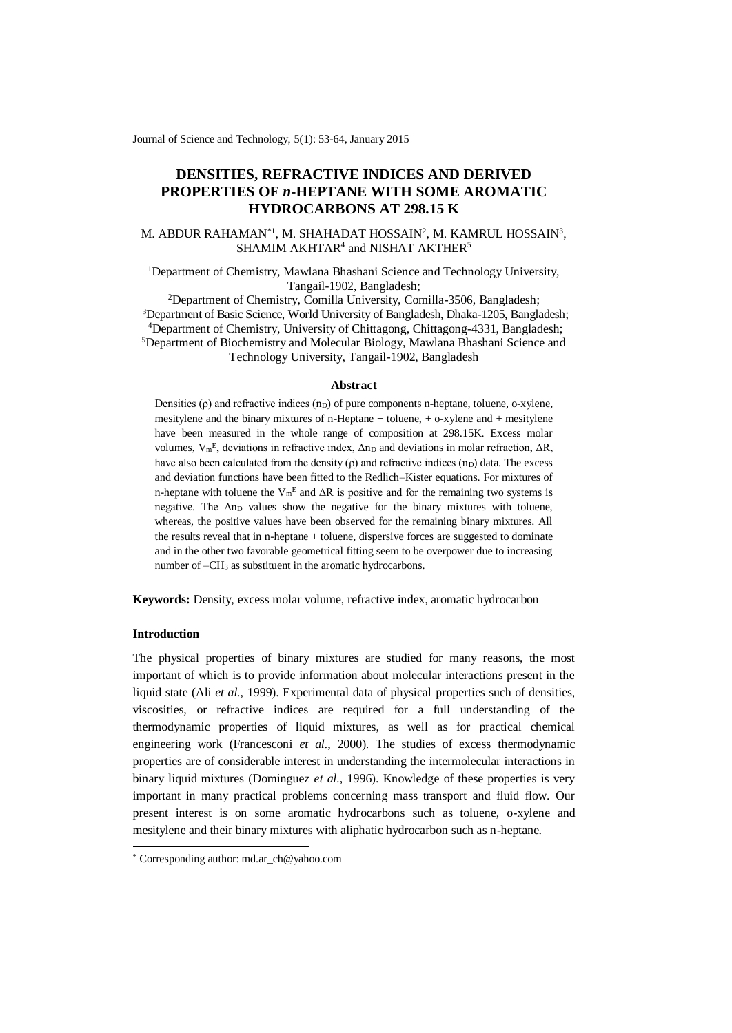# DENSITIES, REFRACTIVE INDICES AND DERIVED PROPERTIES OF *n*-HEPTANE WITH SOME AROMATIC HYDROCARBONS AT 298.15 K

M. ABDUR RAHAMAN[*1], M. SHAHADAT HOSSAIN[2], M. KAMRUL HOSSAIN[3], SHAMIM AKHTAR[4] and NISHAT AKTHER[5]

[1]Department of Chemistry, Mawlana Bhashani Science and Technology University, Tangail-1902, Bangladesh;
[2]Department of Chemistry, Comilla University, Comilla-3506, Bangladesh;
[3]Department of Basic Science, World University of Bangladesh, Dhaka-1205, Bangladesh;
[4]Department of Chemistry, University of Chittagong, Chittagong-4331, Bangladesh;
[5]Department of Biochemistry and Molecular Biology, Mawlana Bhashani Science and Technology University, Tangail-1902, Bangladesh

### Abstract

Densities (ρ) and refractive indices ($n_D$) of pure components n-heptane, toluene, o-xylene, mesitylene and the binary mixtures of n-Heptane + toluene, + o-xylene and + mesitylene have been measured in the whole range of composition at 298.15K. Excess molar volumes, $V_m^E$, deviations in refractive index, $\Delta n_D$ and deviations in molar refraction, $\Delta R$, have also been calculated from the density (ρ) and refractive indices ($n_D$) data. The excess and deviation functions have been fitted to the Redlich–Kister equations. For mixtures of n-heptane with toluene the $V_m^E$ and $\Delta R$ is positive and for the remaining two systems is negative. The $\Delta n_D$ values show the negative for the binary mixtures with toluene, whereas, the positive values have been observed for the remaining binary mixtures. All the results reveal that in n-heptane + toluene, dispersive forces are suggested to dominate and in the other two favorable geometrical fitting seem to be overpower due to increasing number of $-CH_3$ as substituent in the aromatic hydrocarbons.

**Keywords:** Density, excess molar volume, refractive index, aromatic hydrocarbon

### Introduction

The physical properties of binary mixtures are studied for many reasons, the most important of which is to provide information about molecular interactions present in the liquid state (Ali *et al.*, 1999). Experimental data of physical properties such of densities, viscosities, or refractive indices are required for a full understanding of the thermodynamic properties of liquid mixtures, as well as for practical chemical engineering work (Francesconi *et al*., 2000). The studies of excess thermodynamic properties are of considerable interest in understanding the intermolecular interactions in binary liquid mixtures (Dominguez *et al*., 1996). Knowledge of these properties is very important in many practical problems concerning mass transport and fluid flow. Our present interest is on some aromatic hydrocarbons such as toluene, o-xylene and mesitylene and their binary mixtures with aliphatic hydrocarbon such as n-heptane.

[*] Corresponding author: md.ar_ch@yahoo.com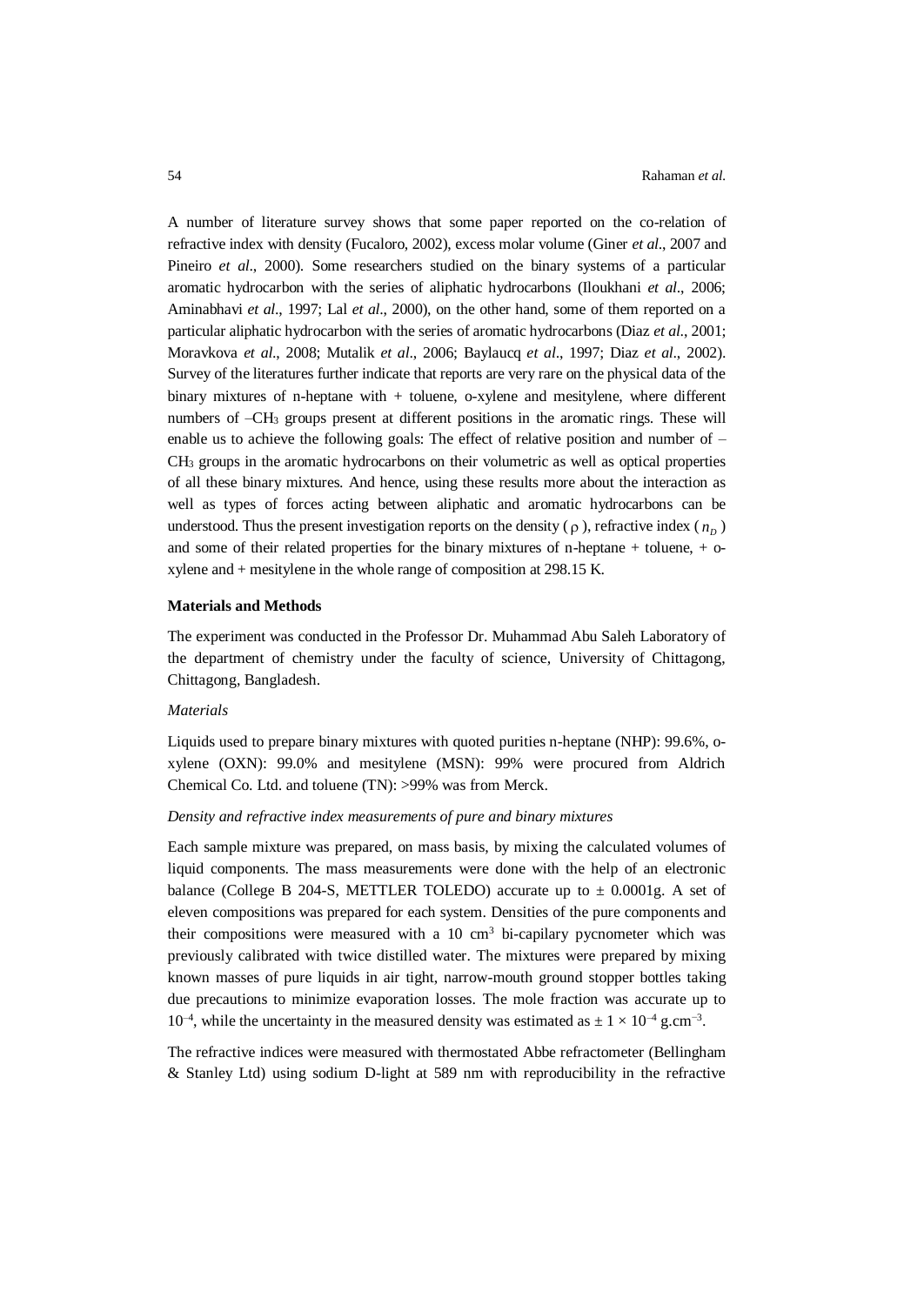A number of literature survey shows that some paper reported on the co-relation of refractive index with density (Fucaloro, 2002), excess molar volume (Giner *et al*., 2007 and Pineiro *et al*., 2000). Some researchers studied on the binary systems of a particular aromatic hydrocarbon with the series of aliphatic hydrocarbons (Iloukhani *et al*., 2006; Aminabhavi *et al*., 1997; Lal *et al*., 2000), on the other hand, some of them reported on a particular aliphatic hydrocarbon with the series of aromatic hydrocarbons (Diaz *et al*., 2001; Moravkova *et al*., 2008; Mutalik *et al*., 2006; Baylaucq *et al*., 1997; Diaz *et al*., 2002). Survey of the literatures further indicate that reports are very rare on the physical data of the binary mixtures of n-heptane with + toluene, o-xylene and mesitylene, where different numbers of $–CH_3$ groups present at different positions in the aromatic rings. These will enable us to achieve the following goals: The effect of relative position and number of $–CH_3$ groups in the aromatic hydrocarbons on their volumetric as well as optical properties of all these binary mixtures. And hence, using these results more about the interaction as well as types of forces acting between aliphatic and aromatic hydrocarbons can be understood. Thus the present investigation reports on the density ($\rho$), refractive index ($n_D$) and some of their related properties for the binary mixtures of n-heptane + toluene, + o-xylene and + mesitylene in the whole range of composition at 298.15 K.

**Materials and Methods**

The experiment was conducted in the Professor Dr. Muhammad Abu Saleh Laboratory of the department of chemistry under the faculty of science, University of Chittagong, Chittagong, Bangladesh.

*Materials*

Liquids used to prepare binary mixtures with quoted purities n-heptane (NHP): 99.6%, o-xylene (OXN): 99.0% and mesitylene (MSN): 99% were procured from Aldrich Chemical Co. Ltd. and toluene (TN): >99% was from Merck.

*Density and refractive index measurements of pure and binary mixtures*

Each sample mixture was prepared, on mass basis, by mixing the calculated volumes of liquid components. The mass measurements were done with the help of an electronic balance (College B 204-S, METTLER TOLEDO) accurate up to ± 0.0001g. A set of eleven compositions was prepared for each system. Densities of the pure components and their compositions were measured with a 10 $cm^3$ bi-capilary pycnometer which was previously calibrated with twice distilled water. The mixtures were prepared by mixing known masses of pure liquids in air tight, narrow-mouth ground stopper bottles taking due precautions to minimize evaporation losses. The mole fraction was accurate up to $10^{-4}$, while the uncertainty in the measured density was estimated as $\pm 1 \times 10^{-4}$ $g.cm^{-3}$.

The refractive indices were measured with thermostated Abbe refractometer (Bellingham & Stanley Ltd) using sodium D-light at 589 nm with reproducibility in the refractive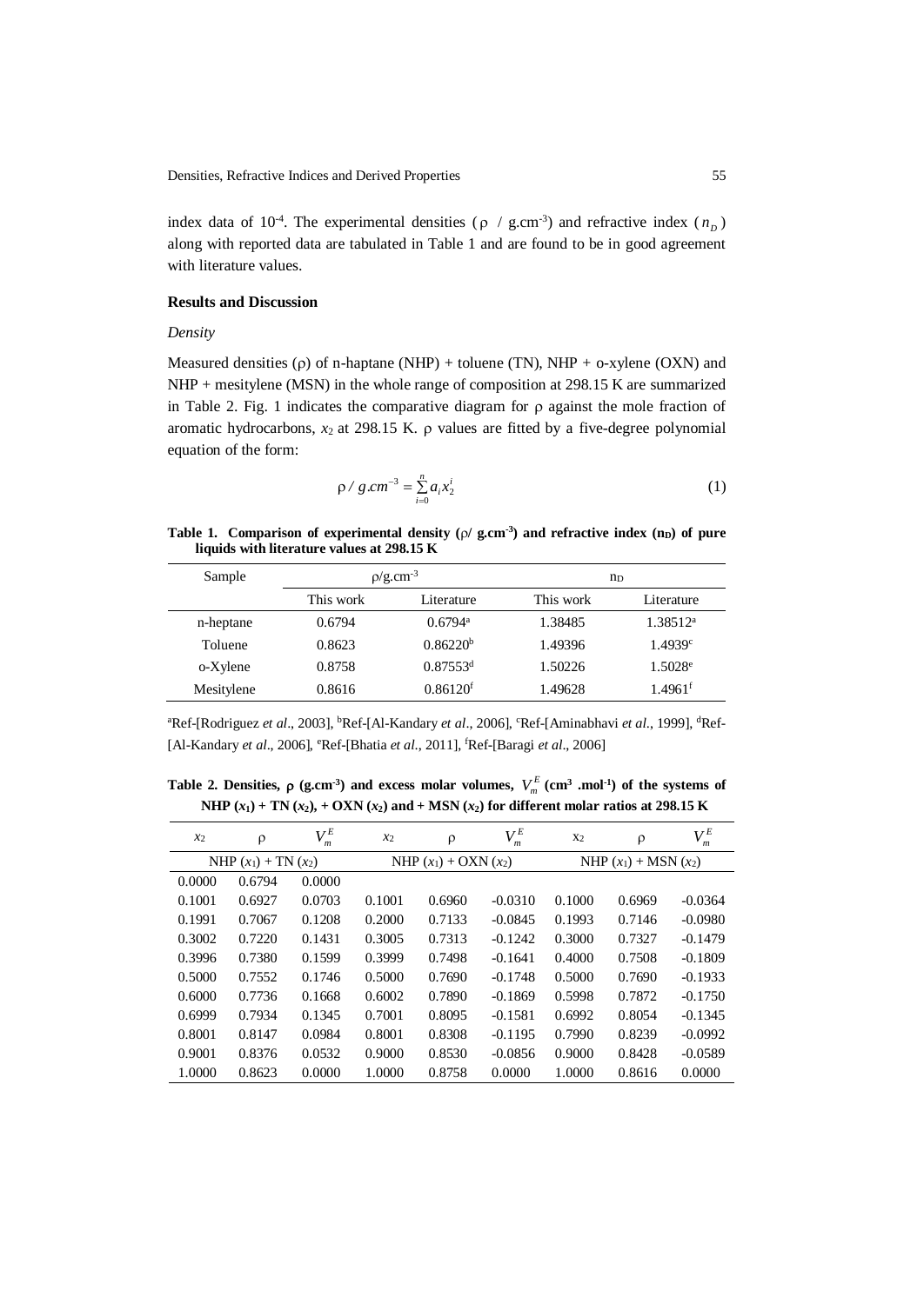index data of $10^{-4}$. The experimental densities ($\rho$ / g.cm$^{-3}$) and refractive index ($n_D$) along with reported data are tabulated in Table 1 and are found to be in good agreement with literature values.

### Results and Discussion

*Density*

Measured densities ($\rho$) of n-haptane (NHP) + toluene (TN), NHP + o-xylene (OXN) and NHP + mesitylene (MSN) in the whole range of composition at 298.15 K are summarized in Table 2. Fig. 1 indicates the comparative diagram for $\rho$ against the mole fraction of aromatic hydrocarbons, $x_2$ at 298.15 K. $\rho$ values are fitted by a five-degree polynomial equation of the form:

$$\rho / g.cm^{-3} = \sum_{i=0}^{n} a_i x_2^i \tag{1}$$

**Table 1. Comparison of experimental density ($\rho$/ g.cm$^{-3}$) and refractive index ($n_D$) of pure liquids with literature values at 298.15 K**

| Sample | $\rho$/g.cm$^{-3}$ | | $n_D$ | |
|---|---|---|---|---|
| | This work | Literature | This work | Literature |
| n-heptane | 0.6794 | 0.6794[a] | 1.38485 | 1.38512[a] |
| Toluene | 0.8623 | 0.86220[b] | 1.49396 | 1.4939[c] |
| o-Xylene | 0.8758 | 0.87553[d] | 1.50226 | 1.5028[e] |
| Mesitylene | 0.8616 | 0.86120[f] | 1.49628 | 1.4961[f] |

[a]Ref-[Rodriguez *et al*., 2003], [b]Ref-[Al-Kandary *et al*., 2006], [c]Ref-[Aminabhavi *et al*., 1999], [d]Ref-[Al-Kandary *et al*., 2006], [e]Ref-[Bhatia *et al*., 2011], [f]Ref-[Baragi *et al*., 2006]

**Table 2. Densities, $\rho$ (g.cm$^{-3}$) and excess molar volumes, $V_m^E$ (cm$^3$ .mol$^{-1}$) of the systems of NHP ($x_1$) + TN ($x_2$), + OXN ($x_2$) and + MSN ($x_2$) for different molar ratios at 298.15 K**

| $x_2$ | $\rho$ | $V_m^E$ | $x_2$ | $\rho$ | $V_m^E$ | $x_2$ | $\rho$ | $V_m^E$ |
|---|---|---|---|---|---|---|---|---|
| NHP ($x_1$) + TN ($x_2$) | | | NHP ($x_1$) + OXN ($x_2$) | | | NHP ($x_1$) + MSN ($x_2$) | | |
| 0.0000 | 0.6794 | 0.0000 | | | | | | |
| 0.1001 | 0.6927 | 0.0703 | 0.1001 | 0.6960 | -0.0310 | 0.1000 | 0.6969 | -0.0364 |
| 0.1991 | 0.7067 | 0.1208 | 0.2000 | 0.7133 | -0.0845 | 0.1993 | 0.7146 | -0.0980 |
| 0.3002 | 0.7220 | 0.1431 | 0.3005 | 0.7313 | -0.1242 | 0.3000 | 0.7327 | -0.1479 |
| 0.3996 | 0.7380 | 0.1599 | 0.3999 | 0.7498 | -0.1641 | 0.4000 | 0.7508 | -0.1809 |
| 0.5000 | 0.7552 | 0.1746 | 0.5000 | 0.7690 | -0.1748 | 0.5000 | 0.7690 | -0.1933 |
| 0.6000 | 0.7736 | 0.1668 | 0.6002 | 0.7890 | -0.1869 | 0.5998 | 0.7872 | -0.1750 |
| 0.6999 | 0.7934 | 0.1345 | 0.7001 | 0.8095 | -0.1581 | 0.6992 | 0.8054 | -0.1345 |
| 0.8001 | 0.8147 | 0.0984 | 0.8001 | 0.8308 | -0.1195 | 0.7990 | 0.8239 | -0.0992 |
| 0.9001 | 0.8376 | 0.0532 | 0.9000 | 0.8530 | -0.0856 | 0.9000 | 0.8428 | -0.0589 |
| 1.0000 | 0.8623 | 0.0000 | 1.0000 | 0.8758 | 0.0000 | 1.0000 | 0.8616 | 0.0000 |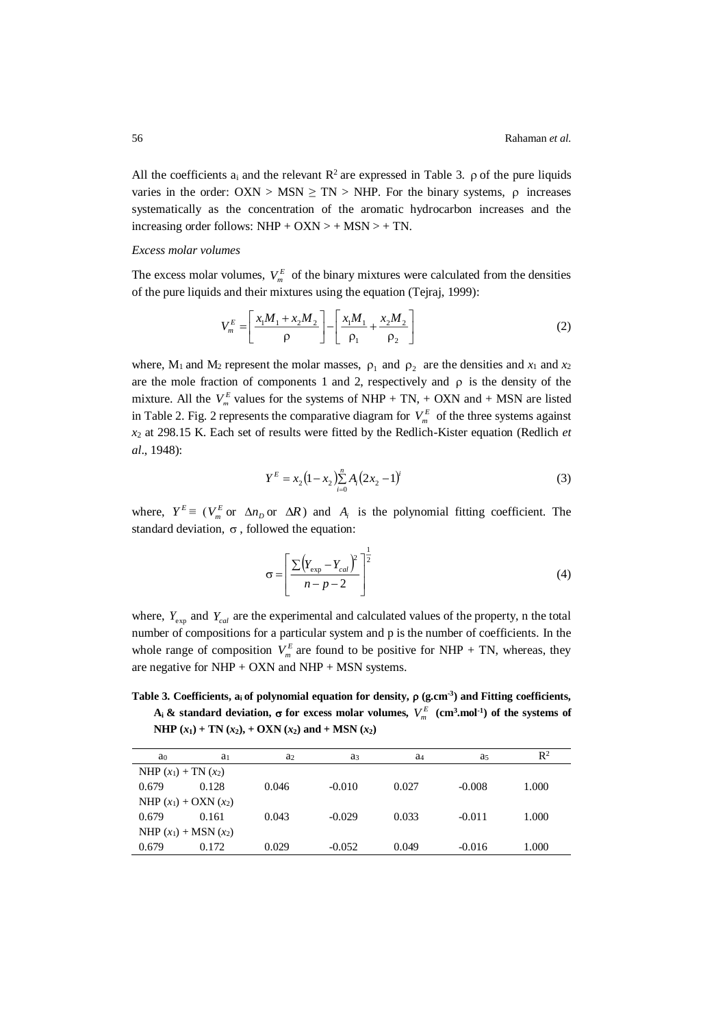All the coefficients $a_i$ and the relevant $R^2$ are expressed in Table 3. $\rho$ of the pure liquids varies in the order: OXN > MSN $\geq$ TN > NHP. For the binary systems, $\rho$ increases systematically as the concentration of the aromatic hydrocarbon increases and the increasing order follows: NHP + OXN > + MSN > + TN.

*Excess molar volumes*

The excess molar volumes, $V_m^E$ of the binary mixtures were calculated from the densities of the pure liquids and their mixtures using the equation (Tejraj, 1999):

$$V_m^E = \left[\frac{x_1 M_1 + x_2 M_2}{\rho}\right] - \left[\frac{x_1 M_1}{\rho_1} + \frac{x_2 M_2}{\rho_2}\right] \tag{2}$$

where, $M_1$ and $M_2$ represent the molar masses, $\rho_1$ and $\rho_2$ are the densities and $x_1$ and $x_2$ are the mole fraction of components 1 and 2, respectively and $\rho$ is the density of the mixture. All the $V_m^E$ values for the systems of NHP + TN, + OXN and + MSN are listed in Table 2. Fig. 2 represents the comparative diagram for $V_m^E$ of the three systems against $x_2$ at 298.15 K. Each set of results were fitted by the Redlich-Kister equation (Redlich *et al*., 1948):

$$Y^E = x_2(1 - x_2)\sum_{i=0}^{n} A_i (2x_2 - 1)^i \tag{3}$$

where, $Y^E \equiv$ ($V_m^E$ or $\Delta n_D$ or $\Delta R$) and $A_i$ is the polynomial fitting coefficient. The standard deviation, $\sigma$, followed the equation:

$$\sigma = \left[\frac{\sum (Y_{\exp} - Y_{cal})^2}{n - p - 2}\right]^{\frac{1}{2}} \tag{4}$$

where, $Y_{\exp}$ and $Y_{cal}$ are the experimental and calculated values of the property, n the total number of compositions for a particular system and p is the number of coefficients. In the whole range of composition $V_m^E$ are found to be positive for NHP + TN, whereas, they are negative for NHP + OXN and NHP + MSN systems.

**Table 3. Coefficients, $a_i$ of polynomial equation for density, $\rho$ ($g.cm^{-3}$) and Fitting coefficients, $A_i$ & standard deviation, $\sigma$ for excess molar volumes, $V_m^E$ ($cm^3.mol^{-1}$) of the systems of NHP ($x_1$) + TN ($x_2$), + OXN ($x_2$) and + MSN ($x_2$)**

| $a_0$ | $a_1$ | $a_2$ | $a_3$ | $a_4$ | $a_5$ | $R^2$ |
|---|---|---|---|---|---|---|
| NHP ($x_1$) + TN ($x_2$) | | | | | | |
| 0.679 | 0.128 | 0.046 | -0.010 | 0.027 | -0.008 | 1.000 |
| NHP ($x_1$) + OXN ($x_2$) | | | | | | |
| 0.679 | 0.161 | 0.043 | -0.029 | 0.033 | -0.011 | 1.000 |
| NHP ($x_1$) + MSN ($x_2$) | | | | | | |
| 0.679 | 0.172 | 0.029 | -0.052 | 0.049 | -0.016 | 1.000 |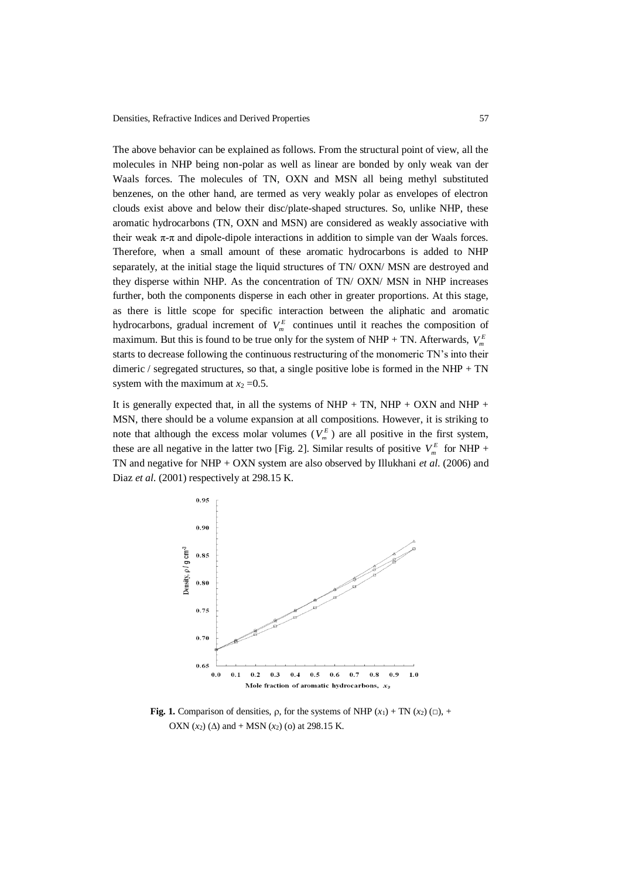The above behavior can be explained as follows. From the structural point of view, all the molecules in NHP being non-polar as well as linear are bonded by only weak van der Waals forces. The molecules of TN, OXN and MSN all being methyl substituted benzenes, on the other hand, are termed as very weakly polar as envelopes of electron clouds exist above and below their disc/plate-shaped structures. So, unlike NHP, these aromatic hydrocarbons (TN, OXN and MSN) are considered as weakly associative with their weak π-π and dipole-dipole interactions in addition to simple van der Waals forces. Therefore, when a small amount of these aromatic hydrocarbons is added to NHP separately, at the initial stage the liquid structures of TN/ OXN/ MSN are destroyed and they disperse within NHP. As the concentration of TN/ OXN/ MSN in NHP increases further, both the components disperse in each other in greater proportions. At this stage, as there is little scope for specific interaction between the aliphatic and aromatic hydrocarbons, gradual increment of $V_m^E$ continues until it reaches the composition of maximum. But this is found to be true only for the system of NHP + TN. Afterwards, $V_m^E$ starts to decrease following the continuous restructuring of the monomeric TN's into their dimeric / segregated structures, so that, a single positive lobe is formed in the NHP + TN system with the maximum at $x_2 = 0.5$.

It is generally expected that, in all the systems of NHP + TN, NHP + OXN and NHP + MSN, there should be a volume expansion at all compositions. However, it is striking to note that although the excess molar volumes ($V_m^E$) are all positive in the first system, these are all negative in the latter two [Fig. 2]. Similar results of positive $V_m^E$ for NHP + TN and negative for NHP + OXN system are also observed by Illukhani *et al.* (2006) and Diaz *et al.* (2001) respectively at 298.15 K.

**Fig. 1.** Comparison of densities, ρ, for the systems of NHP ($x_1$) + TN ($x_2$) (□), + OXN ($x_2$) (Δ) and + MSN ($x_2$) (o) at 298.15 K.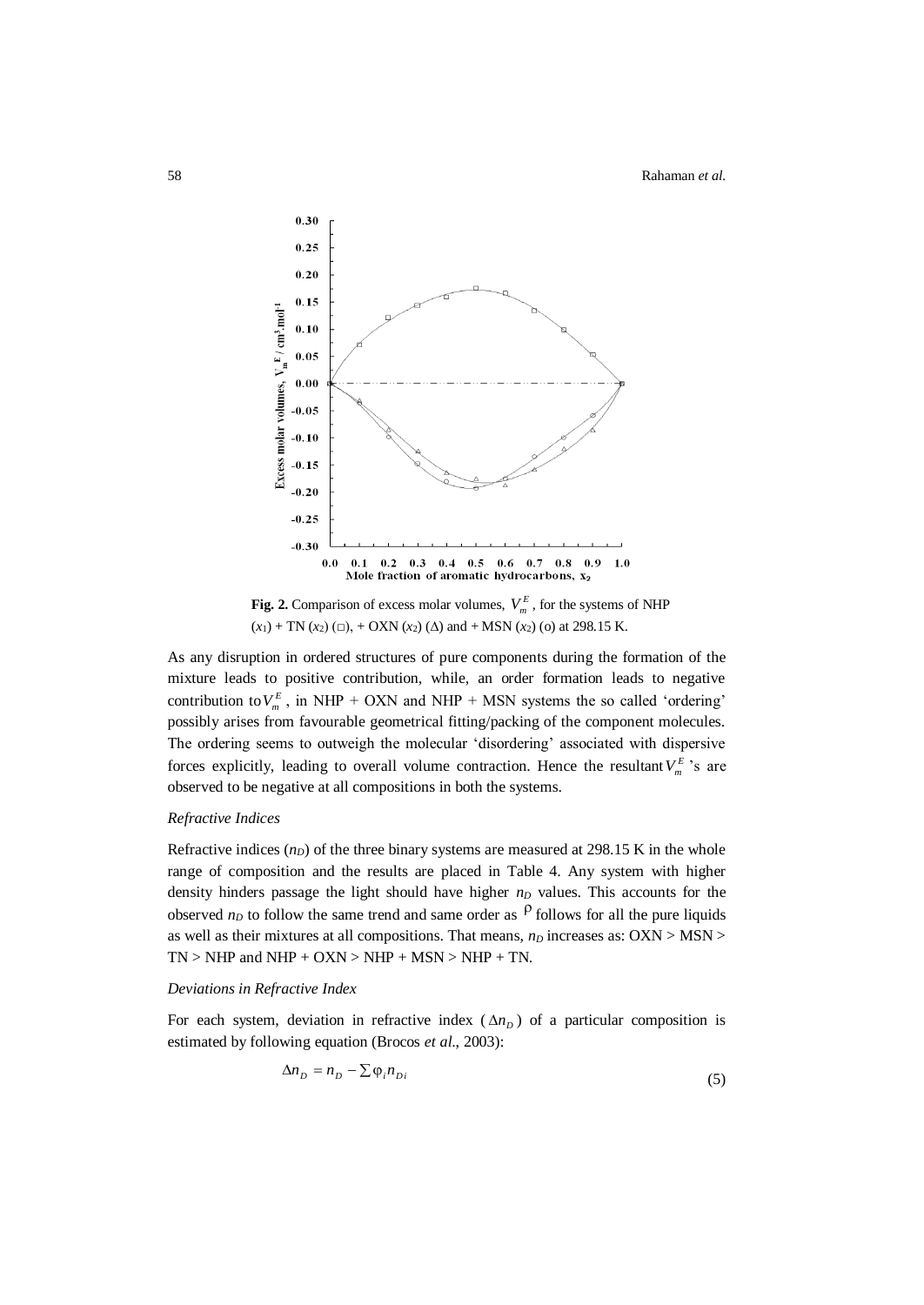**Fig. 2.** Comparison of excess molar volumes, $V_m^E$, for the systems of NHP ($x_1$) + TN ($x_2$) (□), + OXN ($x_2$) (Δ) and + MSN ($x_2$) (o) at 298.15 K.

As any disruption in ordered structures of pure components during the formation of the mixture leads to positive contribution, while, an order formation leads to negative contribution to $V_m^E$, in NHP + OXN and NHP + MSN systems the so called 'ordering' possibly arises from favourable geometrical fitting/packing of the component molecules. The ordering seems to outweigh the molecular 'disordering' associated with dispersive forces explicitly, leading to overall volume contraction. Hence the resultant $V_m^E$'s are observed to be negative at all compositions in both the systems.

### *Refractive Indices*

Refractive indices ($n_D$) of the three binary systems are measured at 298.15 K in the whole range of composition and the results are placed in Table 4. Any system with higher density hinders passage the light should have higher $n_D$ values. This accounts for the observed $n_D$ to follow the same trend and same order as $\rho$ follows for all the pure liquids as well as their mixtures at all compositions. That means, $n_D$ increases as: OXN > MSN > TN > NHP and NHP + OXN > NHP + MSN > NHP + TN.

### *Deviations in Refractive Index*

For each system, deviation in refractive index ($\Delta n_D$) of a particular composition is estimated by following equation (Brocos *et al*., 2003):

$$\Delta n_D = n_D - \sum \varphi_i n_{Di} \tag{5}$$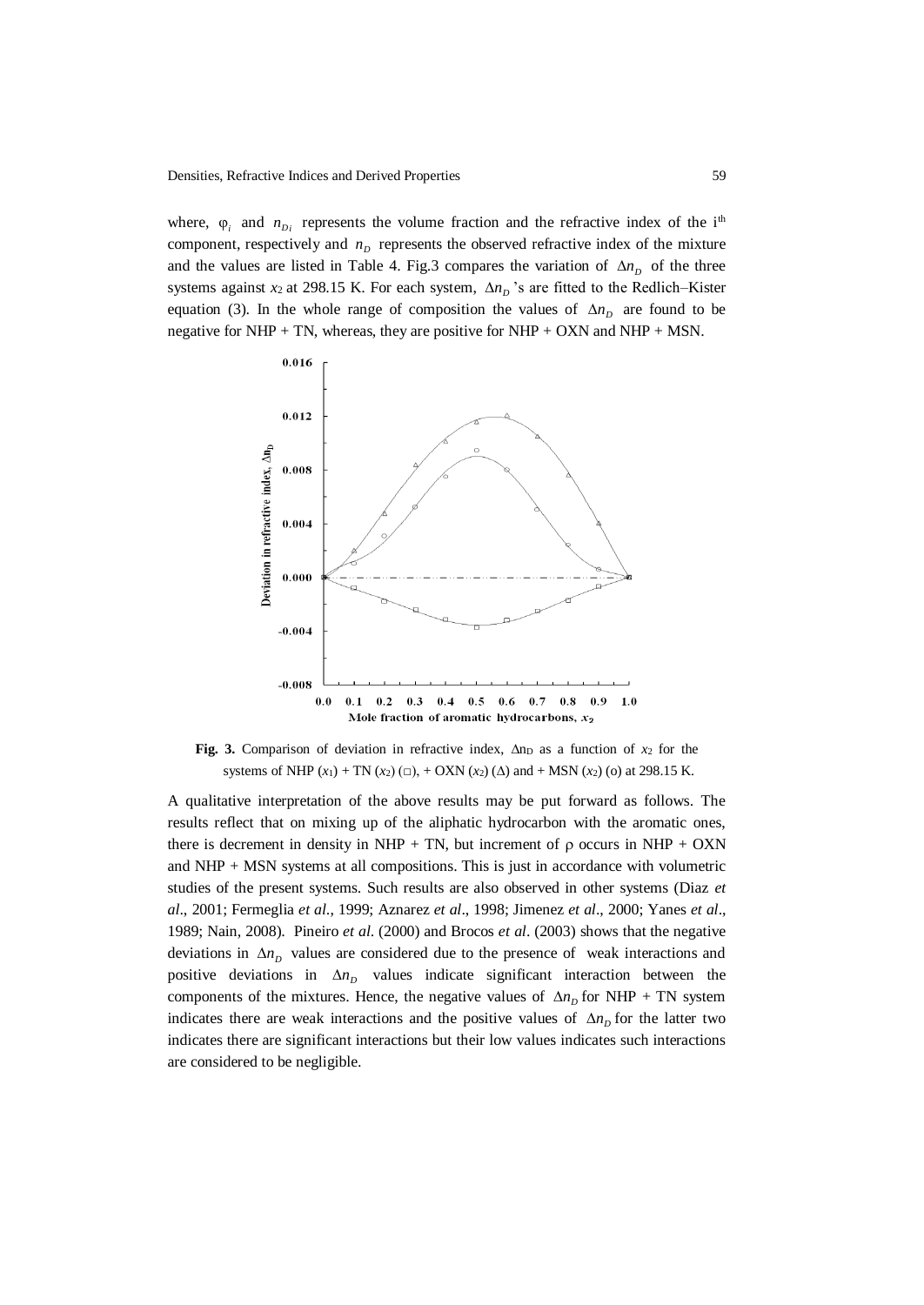where, $\varphi_i$ and $n_{D_i}$ represents the volume fraction and the refractive index of the i[th] component, respectively and $n_D$ represents the observed refractive index of the mixture and the values are listed in Table 4. Fig.3 compares the variation of $\Delta n_D$ of the three systems against $x_2$ at 298.15 K. For each system, $\Delta n_D$'s are fitted to the Redlich–Kister equation (3). In the whole range of composition the values of $\Delta n_D$ are found to be negative for NHP + TN, whereas, they are positive for NHP + OXN and NHP + MSN.

**Fig. 3.** Comparison of deviation in refractive index, $\Delta n_D$ as a function of $x_2$ for the systems of NHP ($x_1$) + TN ($x_2$) (□), + OXN ($x_2$) (Δ) and + MSN ($x_2$) (o) at 298.15 K.

A qualitative interpretation of the above results may be put forward as follows. The results reflect that on mixing up of the aliphatic hydrocarbon with the aromatic ones, there is decrement in density in NHP + TN, but increment of $\rho$ occurs in NHP + OXN and NHP + MSN systems at all compositions. This is just in accordance with volumetric studies of the present systems. Such results are also observed in other systems (Diaz *et al*., 2001; Fermeglia *et al*., 1999; Aznarez *et al*., 1998; Jimenez *et al*., 2000; Yanes *et al*., 1989; Nain, 2008). Pineiro *et al*. (2000) and Brocos *et al*. (2003) shows that the negative deviations in $\Delta n_D$ values are considered due to the presence of weak interactions and positive deviations in $\Delta n_D$ values indicate significant interaction between the components of the mixtures. Hence, the negative values of $\Delta n_D$ for NHP + TN system indicates there are weak interactions and the positive values of $\Delta n_D$ for the latter two indicates there are significant interactions but their low values indicates such interactions are considered to be negligible.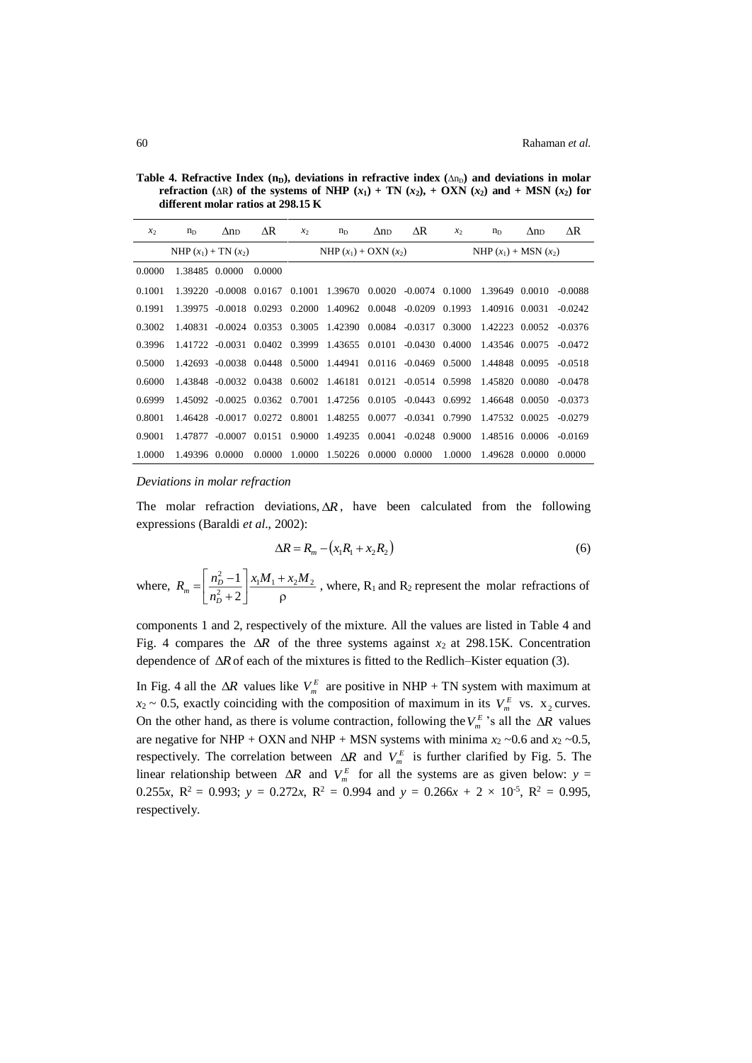**Table 4. Refractive Index ($n_D$), deviations in refractive index ($\Delta n_D$) and deviations in molar refraction ($\Delta R$) of the systems of NHP ($x_1$) + TN ($x_2$), + OXN ($x_2$) and + MSN ($x_2$) for different molar ratios at 298.15 K**

| $x_2$ | $n_D$ | $\Delta n_D$ | $\Delta R$ | $x_2$ | $n_D$ | $\Delta n_D$ | $\Delta R$ | $x_2$ | $n_D$ | $\Delta n_D$ | $\Delta R$ |
|---|---|---|---|---|---|---|---|---|---|---|---|
| NHP ($x_1$) + TN ($x_2$) | | | | NHP ($x_1$) + OXN ($x_2$) | | | | NHP ($x_1$) + MSN ($x_2$) | | | |
| 0.0000 | 1.38485 | 0.0000 | 0.0000 | | | | | | | | |
| 0.1001 | 1.39220 | -0.0008 | 0.0167 | 0.1001 | 1.39670 | 0.0020 | -0.0074 | 0.1000 | 1.39649 | 0.0010 | -0.0088 |
| 0.1991 | 1.39975 | -0.0018 | 0.0293 | 0.2000 | 1.40962 | 0.0048 | -0.0209 | 0.1993 | 1.40916 | 0.0031 | -0.0242 |
| 0.3002 | 1.40831 | -0.0024 | 0.0353 | 0.3005 | 1.42390 | 0.0084 | -0.0317 | 0.3000 | 1.42223 | 0.0052 | -0.0376 |
| 0.3996 | 1.41722 | -0.0031 | 0.0402 | 0.3999 | 1.43655 | 0.0101 | -0.0430 | 0.4000 | 1.43546 | 0.0075 | -0.0472 |
| 0.5000 | 1.42693 | -0.0038 | 0.0448 | 0.5000 | 1.44941 | 0.0116 | -0.0469 | 0.5000 | 1.44848 | 0.0095 | -0.0518 |
| 0.6000 | 1.43848 | -0.0032 | 0.0438 | 0.6002 | 1.46181 | 0.0121 | -0.0514 | 0.5998 | 1.45820 | 0.0080 | -0.0478 |
| 0.6999 | 1.45092 | -0.0025 | 0.0362 | 0.7001 | 1.47256 | 0.0105 | -0.0443 | 0.6992 | 1.46648 | 0.0050 | -0.0373 |
| 0.8001 | 1.46428 | -0.0017 | 0.0272 | 0.8001 | 1.48255 | 0.0077 | -0.0341 | 0.7990 | 1.47532 | 0.0025 | -0.0279 |
| 0.9001 | 1.47877 | -0.0007 | 0.0151 | 0.9000 | 1.49235 | 0.0041 | -0.0248 | 0.9000 | 1.48516 | 0.0006 | -0.0169 |
| 1.0000 | 1.49396 | 0.0000 | 0.0000 | 1.0000 | 1.50226 | 0.0000 | 0.0000 | 1.0000 | 1.49628 | 0.0000 | 0.0000 |

*Deviations in molar refraction*

The molar refraction deviations, $\Delta R$, have been calculated from the following expressions (Baraldi *et al*., 2002):

$$\Delta R = R_m - \left(x_1 R_1 + x_2 R_2\right) \tag{6}$$

where, $R_m = \left[\dfrac{n_D^2 - 1}{n_D^2 + 2}\right]\dfrac{x_1 M_1 + x_2 M_2}{\rho}$, where, $R_1$ and $R_2$ represent the molar refractions of components 1 and 2, respectively of the mixture. All the values are listed in Table 4 and Fig. 4 compares the $\Delta R$ of the three systems against $x_2$ at 298.15K. Concentration dependence of $\Delta R$ of each of the mixtures is fitted to the Redlich–Kister equation (3).

In Fig. 4 all the $\Delta R$ values like $V_m^E$ are positive in NHP + TN system with maximum at $x_2 \sim 0.5$, exactly coinciding with the composition of maximum in its $V_m^E$ vs. $x_2$ curves. On the other hand, as there is volume contraction, following the $V_m^E$'s all the $\Delta R$ values are negative for NHP + OXN and NHP + MSN systems with minima $x_2 \sim 0.6$ and $x_2 \sim 0.5$, respectively. The correlation between $\Delta R$ and $V_m^E$ is further clarified by Fig. 5. The linear relationship between $\Delta R$ and $V_m^E$ for all the systems are as given below: $y = 0.255x$, $R^2 = 0.993$; $y = 0.272x$, $R^2 = 0.994$ and $y = 0.266x + 2 \times 10^{-5}$, $R^2 = 0.995$, respectively.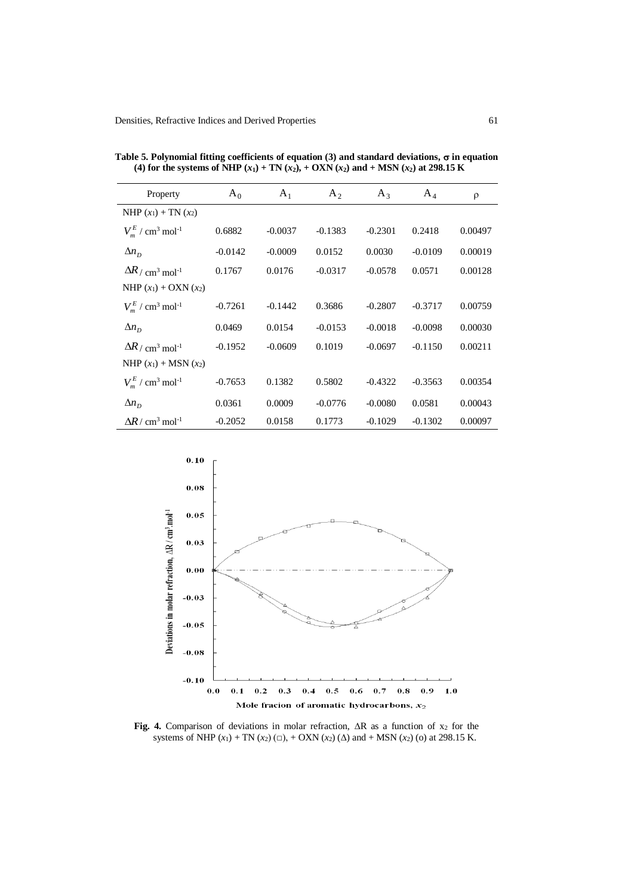**Table 5. Polynomial fitting coefficients of equation (3) and standard deviations, σ in equation (4) for the systems of NHP ($x_1$) + TN ($x_2$), + OXN ($x_2$) and + MSN ($x_2$) at 298.15 K**

| Property | $A_0$ | $A_1$ | $A_2$ | $A_3$ | $A_4$ | ρ |
|---|---|---|---|---|---|---|
| NHP ($x_1$) + TN ($x_2$) | | | | | | |
| $V_m^E$ / cm$^3$ mol$^{-1}$ | 0.6882 | -0.0037 | -0.1383 | -0.2301 | 0.2418 | 0.00497 |
| $\Delta n_D$ | -0.0142 | -0.0009 | 0.0152 | 0.0030 | -0.0109 | 0.00019 |
| $\Delta R$ / cm$^3$ mol$^{-1}$ | 0.1767 | 0.0176 | -0.0317 | -0.0578 | 0.0571 | 0.00128 |
| NHP ($x_1$) + OXN ($x_2$) | | | | | | |
| $V_m^E$ / cm$^3$ mol$^{-1}$ | -0.7261 | -0.1442 | 0.3686 | -0.2807 | -0.3717 | 0.00759 |
| $\Delta n_D$ | 0.0469 | 0.0154 | -0.0153 | -0.0018 | -0.0098 | 0.00030 |
| $\Delta R$ / cm$^3$ mol$^{-1}$ | -0.1952 | -0.0609 | 0.1019 | -0.0697 | -0.1150 | 0.00211 |
| NHP ($x_1$) + MSN ($x_2$) | | | | | | |
| $V_m^E$ / cm$^3$ mol$^{-1}$ | -0.7653 | 0.1382 | 0.5802 | -0.4322 | -0.3563 | 0.00354 |
| $\Delta n_D$ | 0.0361 | 0.0009 | -0.0776 | -0.0080 | 0.0581 | 0.00043 |
| $\Delta R$ / cm$^3$ mol$^{-1}$ | -0.2052 | 0.0158 | 0.1773 | -0.1029 | -0.1302 | 0.00097 |

**Fig. 4.** Comparison of deviations in molar refraction, ΔR as a function of $x_2$ for the systems of NHP ($x_1$) + TN ($x_2$) (□), + OXN ($x_2$) (Δ) and + MSN ($x_2$) (o) at 298.15 K.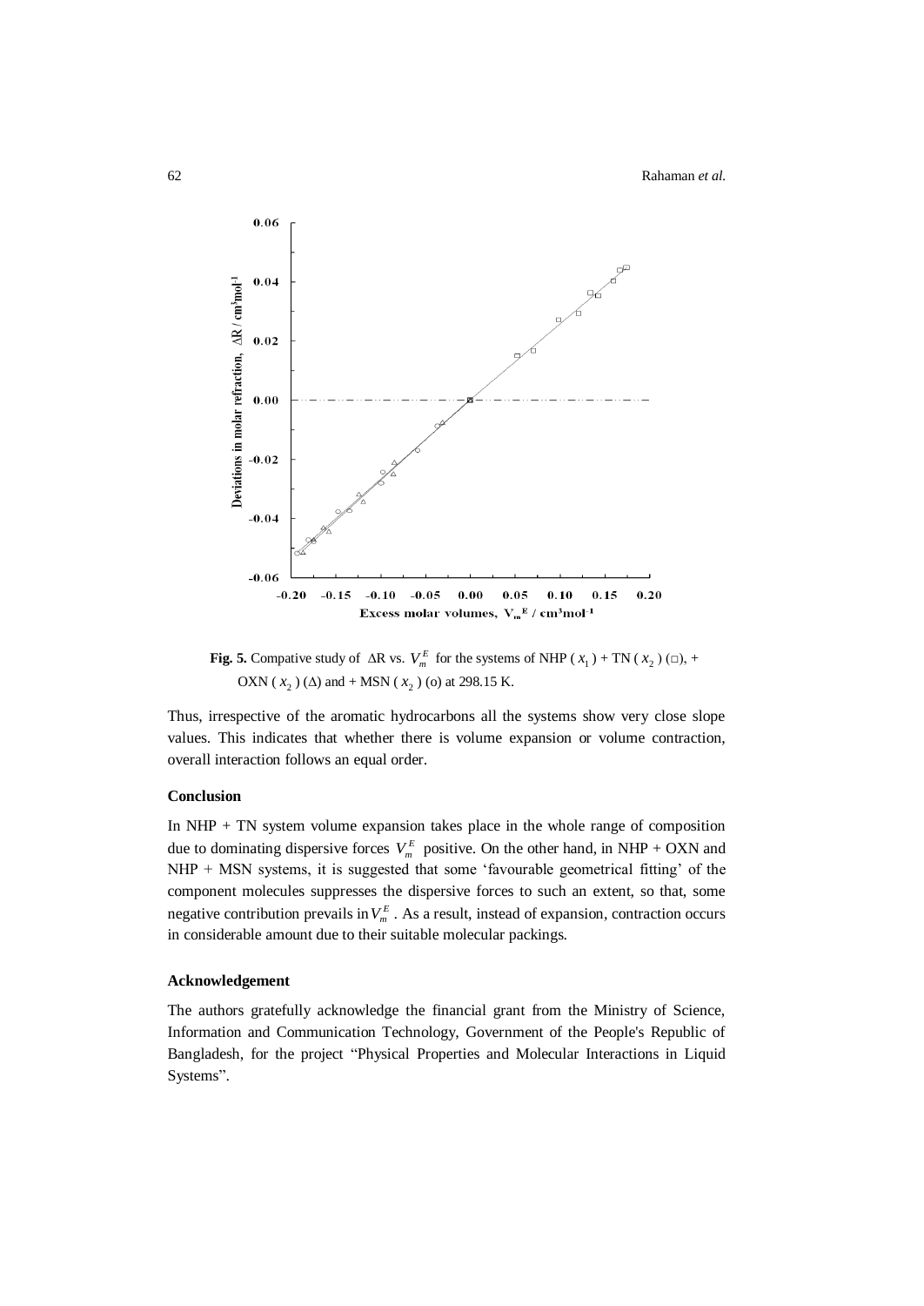**Fig. 5.** Compative study of $\Delta R$ vs. $V_m^E$ for the systems of NHP ( $x_1$ ) + TN ( $x_2$ ) (□), + OXN ( $x_2$ ) (Δ) and + MSN ( $x_2$ ) (o) at 298.15 K.

Thus, irrespective of the aromatic hydrocarbons all the systems show very close slope values. This indicates that whether there is volume expansion or volume contraction, overall interaction follows an equal order.

## Conclusion

In NHP + TN system volume expansion takes place in the whole range of composition due to dominating dispersive forces $V_m^E$ positive. On the other hand, in NHP + OXN and NHP + MSN systems, it is suggested that some 'favourable geometrical fitting' of the component molecules suppresses the dispersive forces to such an extent, so that, some negative contribution prevails in $V_m^E$ . As a result, instead of expansion, contraction occurs in considerable amount due to their suitable molecular packings.

## Acknowledgement

The authors gratefully acknowledge the financial grant from the Ministry of Science, Information and Communication Technology, Government of the People's Republic of Bangladesh, for the project "Physical Properties and Molecular Interactions in Liquid Systems".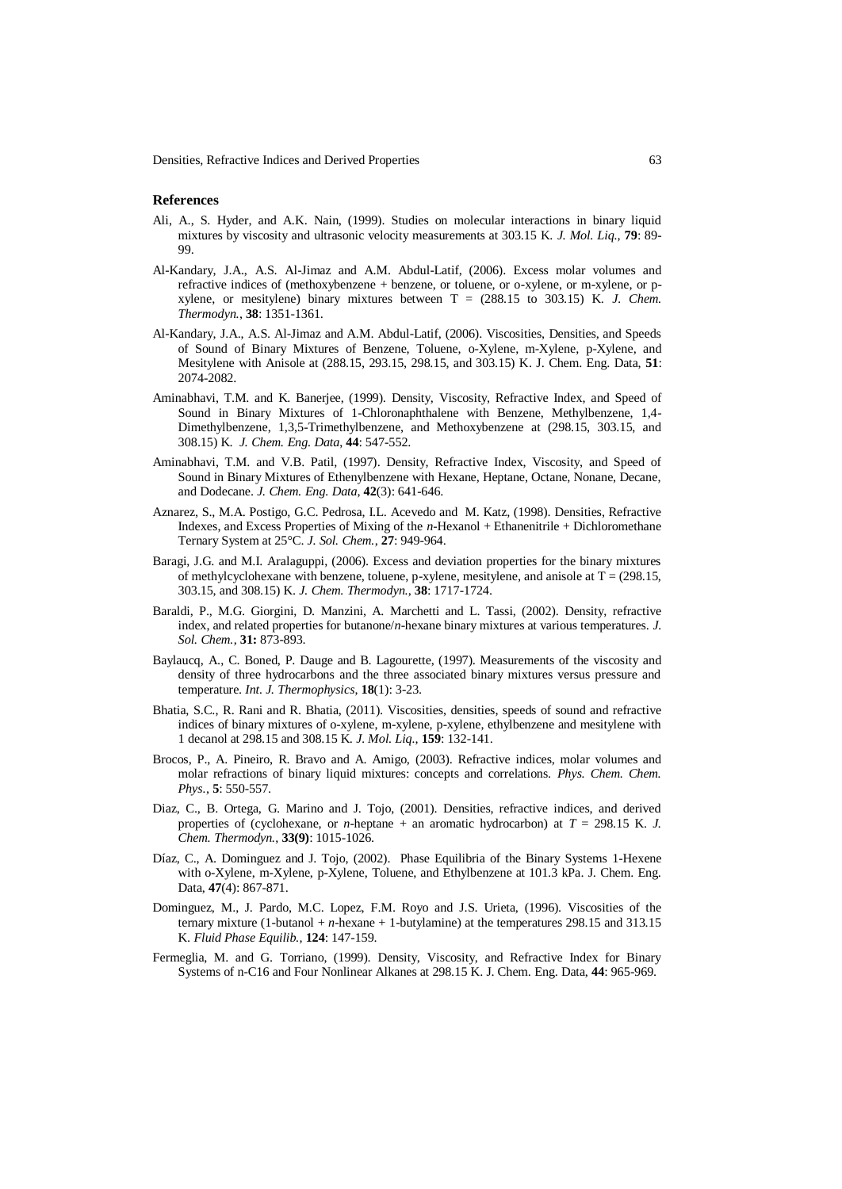## References

Ali, A., S. Hyder, and A.K. Nain, (1999). Studies on molecular interactions in binary liquid mixtures by viscosity and ultrasonic velocity measurements at 303.15 K. *J. Mol. Liq.*, **79**: 89-99.

Al-Kandary, J.A., A.S. Al-Jimaz and A.M. Abdul-Latif, (2006). Excess molar volumes and refractive indices of (methoxybenzene + benzene, or toluene, or o-xylene, or m-xylene, or p-xylene, or mesitylene) binary mixtures between T = (288.15 to 303.15) K. *J. Chem. Thermodyn.*, **38**: 1351-1361.

Al-Kandary, J.A., A.S. Al-Jimaz and A.M. Abdul-Latif, (2006). Viscosities, Densities, and Speeds of Sound of Binary Mixtures of Benzene, Toluene, o-Xylene, m-Xylene, p-Xylene, and Mesitylene with Anisole at (288.15, 293.15, 298.15, and 303.15) K. J. Chem. Eng. Data, **51**: 2074-2082.

Aminabhavi, T.M. and K. Banerjee, (1999). Density, Viscosity, Refractive Index, and Speed of Sound in Binary Mixtures of 1-Chloronaphthalene with Benzene, Methylbenzene, 1,4-Dimethylbenzene, 1,3,5-Trimethylbenzene, and Methoxybenzene at (298.15, 303.15, and 308.15) K. *J. Chem. Eng. Data*, **44**: 547-552.

Aminabhavi, T.M. and V.B. Patil, (1997). Density, Refractive Index, Viscosity, and Speed of Sound in Binary Mixtures of Ethenylbenzene with Hexane, Heptane, Octane, Nonane, Decane, and Dodecane. *J. Chem. Eng. Data*, **42**(3): 641-646.

Aznarez, S., M.A. Postigo, G.C. Pedrosa, I.L. Acevedo and M. Katz, (1998). Densities, Refractive Indexes, and Excess Properties of Mixing of the *n*-Hexanol + Ethanenitrile + Dichloromethane Ternary System at 25°C. *J. Sol. Chem.*, **27**: 949-964.

Baragi, J.G. and M.I. Aralaguppi, (2006). Excess and deviation properties for the binary mixtures of methylcyclohexane with benzene, toluene, p-xylene, mesitylene, and anisole at T = (298.15, 303.15, and 308.15) K. *J. Chem. Thermodyn.*, **38**: 1717-1724.

Baraldi, P., M.G. Giorgini, D. Manzini, A. Marchetti and L. Tassi, (2002). Density, refractive index, and related properties for butanone/*n*-hexane binary mixtures at various temperatures. *J. Sol. Chem.*, **31:** 873-893.

Baylaucq, A., C. Boned, P. Dauge and B. Lagourette, (1997). Measurements of the viscosity and density of three hydrocarbons and the three associated binary mixtures versus pressure and temperature. *Int. J. Thermophysics*, **18**(1): 3-23.

Bhatia, S.C., R. Rani and R. Bhatia, (2011). Viscosities, densities, speeds of sound and refractive indices of binary mixtures of o-xylene, m-xylene, p-xylene, ethylbenzene and mesitylene with 1 decanol at 298.15 and 308.15 K. *J. Mol. Liq.*, **159**: 132-141.

Brocos, P., A. Pineiro, R. Bravo and A. Amigo, (2003). Refractive indices, molar volumes and molar refractions of binary liquid mixtures: concepts and correlations. *Phys. Chem. Chem. Phys.*, **5**: 550-557.

Diaz, C., B. Ortega, G. Marino and J. Tojo, (2001). Densities, refractive indices, and derived properties of (cyclohexane, or *n*-heptane + an aromatic hydrocarbon) at *T* = 298.15 K. *J. Chem. Thermodyn.*, **33(9)**: 1015-1026.

Díaz, C., A. Dominguez and J. Tojo, (2002). Phase Equilibria of the Binary Systems 1-Hexene with o-Xylene, m-Xylene, p-Xylene, Toluene, and Ethylbenzene at 101.3 kPa. J. Chem. Eng. Data, **47**(4): 867-871.

Dominguez, M., J. Pardo, M.C. Lopez, F.M. Royo and J.S. Urieta, (1996). Viscosities of the ternary mixture (1-butanol + *n*-hexane + 1-butylamine) at the temperatures 298.15 and 313.15 K. *Fluid Phase Equilib.*, **124**: 147-159.

Fermeglia, M. and G. Torriano, (1999). Density, Viscosity, and Refractive Index for Binary Systems of n-C16 and Four Nonlinear Alkanes at 298.15 K. J. Chem. Eng. Data, **44**: 965-969.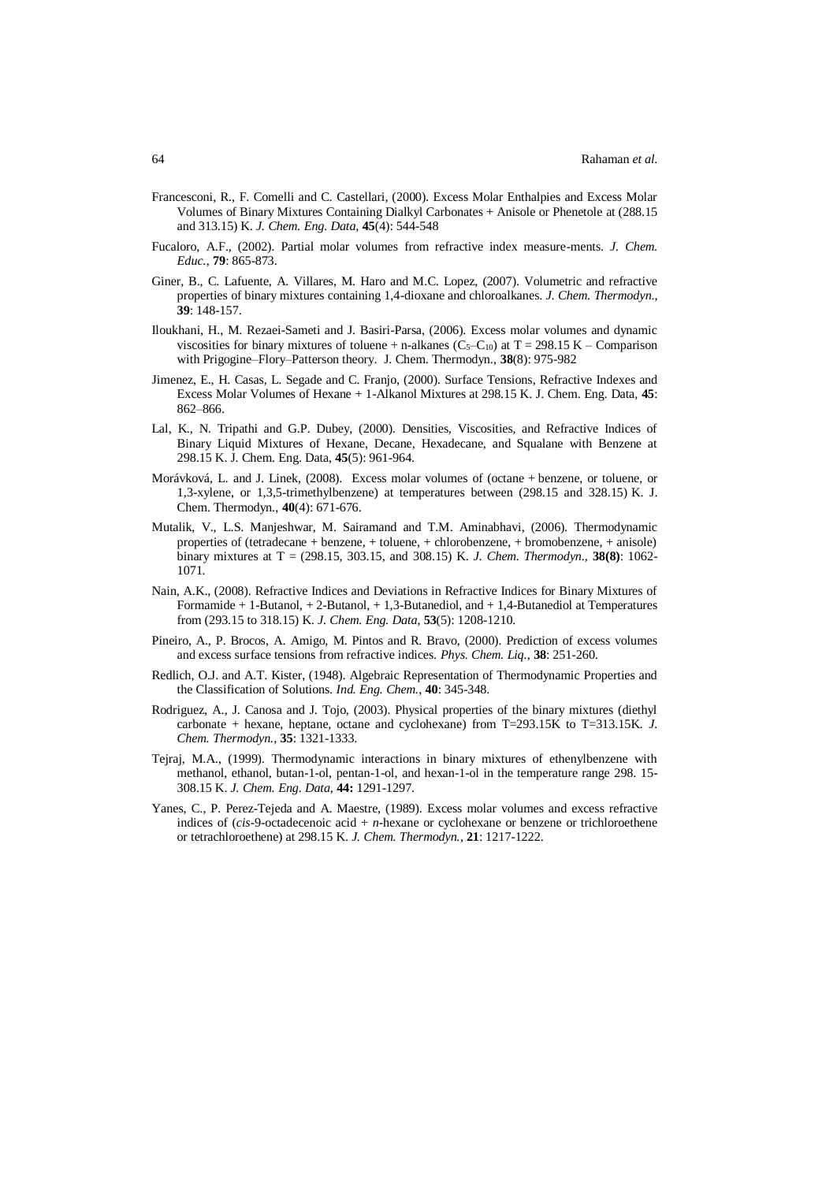Francesconi, R., F. Comelli and C. Castellari, (2000). Excess Molar Enthalpies and Excess Molar Volumes of Binary Mixtures Containing Dialkyl Carbonates + Anisole or Phenetole at (288.15 and 313.15) K. *J. Chem. Eng. Data*, **45**(4): 544-548

Fucaloro, A.F., (2002). Partial molar volumes from refractive index measure-ments. *J. Chem. Educ.*, **79**: 865-873.

Giner, B., C. Lafuente, A. Villares, M. Haro and M.C. Lopez, (2007). Volumetric and refractive properties of binary mixtures containing 1,4-dioxane and chloroalkanes. *J. Chem. Thermodyn.*, **39**: 148-157.

Iloukhani, H., M. Rezaei-Sameti and J. Basiri-Parsa, (2006). Excess molar volumes and dynamic viscosities for binary mixtures of toluene + n-alkanes ($C_5$–$C_{10}$) at T = 298.15 K – Comparison with Prigogine–Flory–Patterson theory. J. Chem. Thermodyn., **38**(8): 975-982

Jimenez, E., H. Casas, L. Segade and C. Franjo, (2000). Surface Tensions, Refractive Indexes and Excess Molar Volumes of Hexane + 1-Alkanol Mixtures at 298.15 K. J. Chem. Eng. Data, **45**: 862–866.

Lal, K., N. Tripathi and G.P. Dubey, (2000). Densities, Viscosities, and Refractive Indices of Binary Liquid Mixtures of Hexane, Decane, Hexadecane, and Squalane with Benzene at 298.15 K. J. Chem. Eng. Data, **45**(5): 961-964.

Morávková, L. and J. Linek, (2008). Excess molar volumes of (octane + benzene, or toluene, or 1,3-xylene, or 1,3,5-trimethylbenzene) at temperatures between (298.15 and 328.15) K. J. Chem. Thermodyn., **40**(4): 671-676.

Mutalik, V., L.S. Manjeshwar, M. Sairamand and T.M. Aminabhavi, (2006). Thermodynamic properties of (tetradecane + benzene, + toluene, + chlorobenzene, + bromobenzene, + anisole) binary mixtures at T = (298.15, 303.15, and 308.15) K. *J. Chem. Thermodyn.*, **38(8)**: 1062-1071.

Nain, A.K., (2008). Refractive Indices and Deviations in Refractive Indices for Binary Mixtures of Formamide + 1-Butanol, + 2-Butanol, + 1,3-Butanediol, and + 1,4-Butanediol at Temperatures from (293.15 to 318.15) K. *J. Chem. Eng. Data*, **53**(5): 1208-1210.

Pineiro, A., P. Brocos, A. Amigo, M. Pintos and R. Bravo, (2000). Prediction of excess volumes and excess surface tensions from refractive indices. *Phys. Chem. Liq.*, **38**: 251-260.

Redlich, O.J. and A.T. Kister, (1948). Algebraic Representation of Thermodynamic Properties and the Classification of Solutions. *Ind. Eng. Chem.*, **40**: 345-348.

Rodriguez, A., J. Canosa and J. Tojo, (2003). Physical properties of the binary mixtures (diethyl carbonate + hexane, heptane, octane and cyclohexane) from T=293.15K to T=313.15K. *J. Chem. Thermodyn.*, **35**: 1321-1333.

Tejraj, M.A., (1999). Thermodynamic interactions in binary mixtures of ethenylbenzene with methanol, ethanol, butan-1-ol, pentan-1-ol, and hexan-1-ol in the temperature range 298. 15-308.15 K. *J. Chem. Eng. Data*, **44:** 1291-1297.

Yanes, C., P. Perez-Tejeda and A. Maestre, (1989). Excess molar volumes and excess refractive indices of (*cis*-9-octadecenoic acid + *n*-hexane or cyclohexane or benzene or trichloroethene or tetrachloroethene) at 298.15 K. *J. Chem. Thermodyn.*, **21**: 1217-1222.